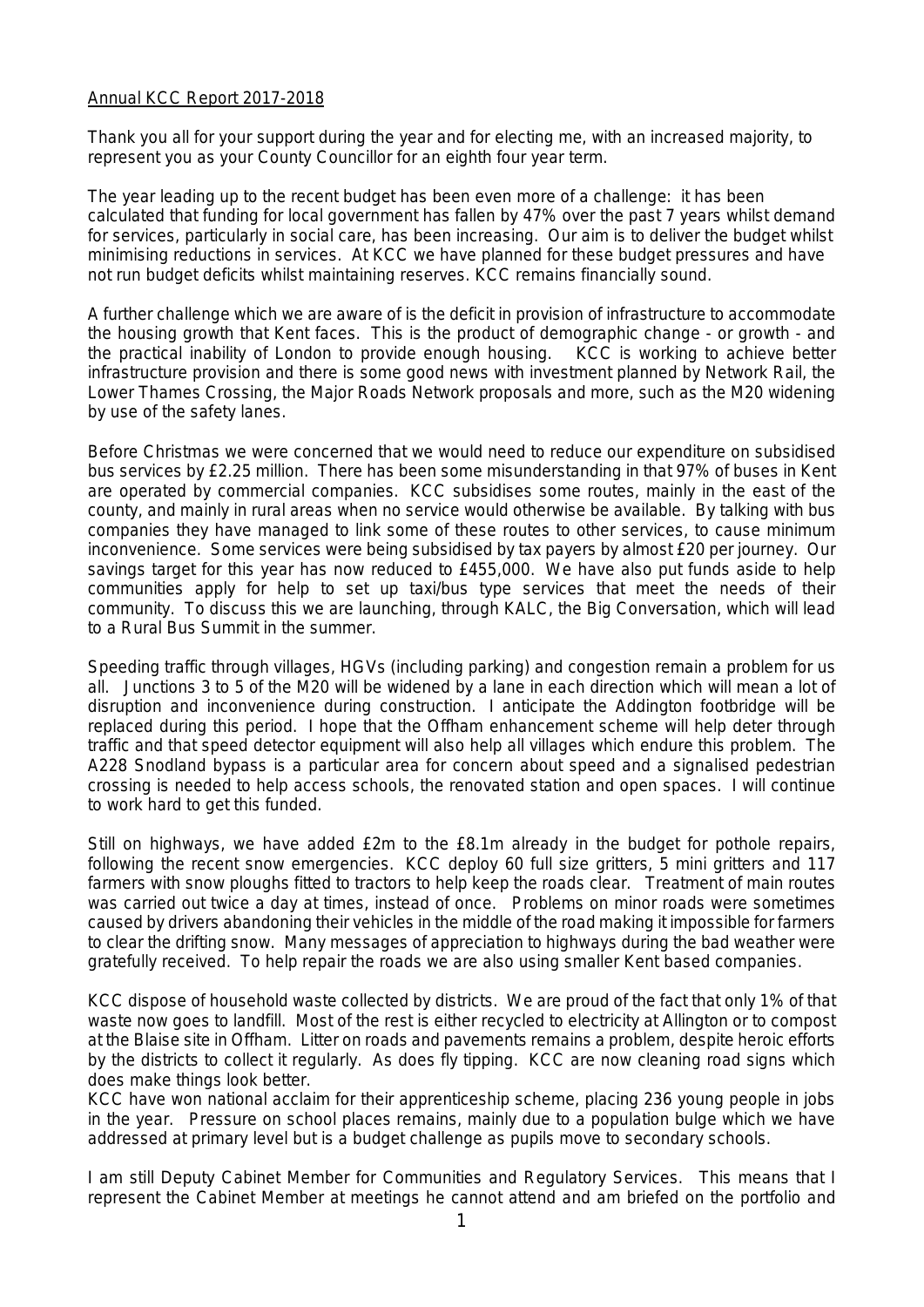Annual KCC Report 2017-2018

Thank you all for your support during the year and for electing me, with an increased majority, to represent you as your County Councillor for an eighth four year term.

The year leading up to the recent budget has been even more of a challenge: it has been calculated that funding for local government has fallen by 47% over the past 7 years whilst demand for services, particularly in social care, has been increasing. Our aim is to deliver the budget whilst minimising reductions in services. At KCC we have planned for these budget pressures and have not run budget deficits whilst maintaining reserves. KCC remains financially sound.

A further challenge which we are aware of is the deficit in provision of infrastructure to accommodate the housing growth that Kent faces. This is the product of demographic change - or growth - and the practical inability of London to provide enough housing. KCC is working to achieve better infrastructure provision and there is some good news with investment planned by Network Rail, the Lower Thames Crossing, the Major Roads Network proposals and more, such as the M20 widening by use of the safety lanes.

Before Christmas we were concerned that we would need to reduce our expenditure on subsidised bus services by £2.25 million. There has been some misunderstanding in that 97% of buses in Kent are operated by commercial companies. KCC subsidises some routes, mainly in the east of the county, and mainly in rural areas when no service would otherwise be available. By talking with bus companies they have managed to link some of these routes to other services, to cause minimum inconvenience. Some services were being subsidised by tax payers by almost £20 per journey. Our savings target for this year has now reduced to £455,000. We have also put funds aside to help communities apply for help to set up taxi/bus type services that meet the needs of their community. To discuss this we are launching, through KALC, the Big Conversation, which will lead to a Rural Bus Summit in the summer.

Speeding traffic through villages, HGVs (including parking) and congestion remain a problem for us all. Junctions 3 to 5 of the M20 will be widened by a lane in each direction which will mean a lot of disruption and inconvenience during construction. I anticipate the Addington footbridge will be replaced during this period. I hope that the Offham enhancement scheme will help deter through traffic and that speed detector equipment will also help all villages which endure this problem. The A228 Snodland bypass is a particular area for concern about speed and a signalised pedestrian crossing is needed to help access schools, the renovated station and open spaces. I will continue to work hard to get this funded.

Still on highways, we have added £2m to the £8.1m already in the budget for pothole repairs, following the recent snow emergencies. KCC deploy 60 full size gritters, 5 mini gritters and 117 farmers with snow ploughs fitted to tractors to help keep the roads clear. Treatment of main routes was carried out twice a day at times, instead of once. Problems on minor roads were sometimes caused by drivers abandoning their vehicles in the middle of the road making it impossible for farmers to clear the drifting snow. Many messages of appreciation to highways during the bad weather were gratefully received. To help repair the roads we are also using smaller Kent based companies.

KCC dispose of household waste collected by districts. We are proud of the fact that only 1% of that waste now goes to landfill. Most of the rest is either recycled to electricity at Allington or to compost at the Blaise site in Offham. Litter on roads and pavements remains a problem, despite heroic efforts by the districts to collect it regularly. As does fly tipping. KCC are now cleaning road signs which does make things look better.

KCC have won national acclaim for their apprenticeship scheme, placing 236 young people in jobs in the year. Pressure on school places remains, mainly due to a population bulge which we have addressed at primary level but is a budget challenge as pupils move to secondary schools.

I am still Deputy Cabinet Member for Communities and Regulatory Services. This means that I represent the Cabinet Member at meetings he cannot attend and am briefed on the portfolio and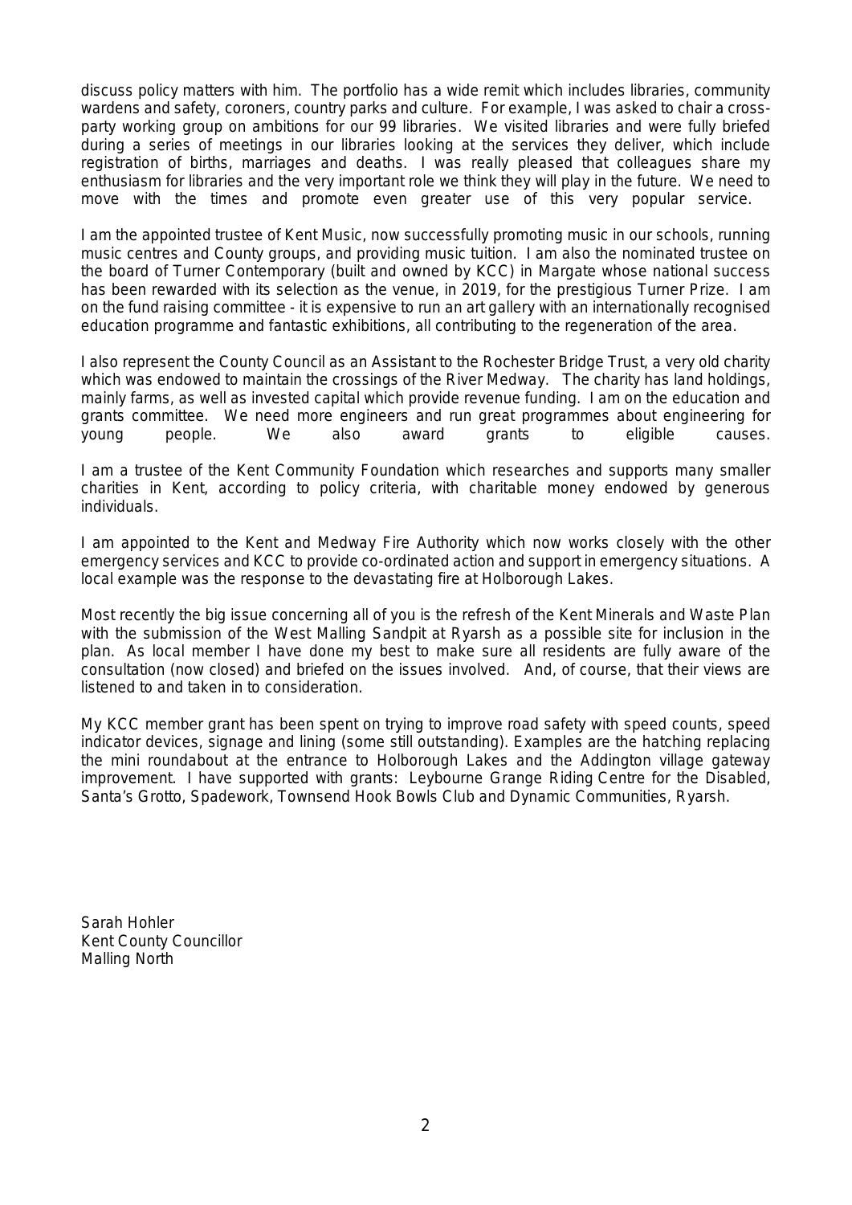discuss policy matters with him. The portfolio has a wide remit which includes libraries, community wardens and safety, coroners, country parks and culture. For example, I was asked to chair a cross-party working group on ambitions for our 99 libraries. We visited libraries and were fully briefed during a series of meetings in our libraries looking at the services they deliver, which include registration of births, marriages and deaths. I was really pleased that colleagues share my enthusiasm for libraries and the very important role we think they will play in the future. We need to move with the times and promote even greater use of this very popular service.

I am the appointed trustee of Kent Music, now successfully promoting music in our schools, running music centres and County groups, and providing music tuition. I am also the nominated trustee on the board of Turner Contemporary (built and owned by KCC) in Margate whose national success has been rewarded with its selection as the venue, in 2019, for the prestigious Turner Prize. I am on the fund raising committee - it is expensive to run an art gallery with an internationally recognised education programme and fantastic exhibitions, all contributing to the regeneration of the area.

I also represent the County Council as an Assistant to the Rochester Bridge Trust, a very old charity which was endowed to maintain the crossings of the River Medway. The charity has land holdings, mainly farms, as well as invested capital which provide revenue funding. I am on the education and grants committee. We need more engineers and run great programmes about engineering for young people. We also award grants to eligible causes.

I am a trustee of the Kent Community Foundation which researches and supports many smaller charities in Kent, according to policy criteria, with charitable money endowed by generous individuals.

I am appointed to the Kent and Medway Fire Authority which now works closely with the other emergency services and KCC to provide co-ordinated action and support in emergency situations. A local example was the response to the devastating fire at Holborough Lakes.

Most recently the big issue concerning all of you is the refresh of the Kent Minerals and Waste Plan with the submission of the West Malling Sandpit at Ryarsh as a possible site for inclusion in the plan. As local member I have done my best to make sure all residents are fully aware of the consultation (now closed) and briefed on the issues involved. And, of course, that their views are listened to and taken in to consideration.

My KCC member grant has been spent on trying to improve road safety with speed counts, speed indicator devices, signage and lining (some still outstanding). Examples are the hatching replacing the mini roundabout at the entrance to Holborough Lakes and the Addington village gateway improvement. I have supported with grants: Leybourne Grange Riding Centre for the Disabled, Santa's Grotto, Spadework, Townsend Hook Bowls Club and Dynamic Communities, Ryarsh.

Sarah Hohler
Kent County Councillor
Malling North